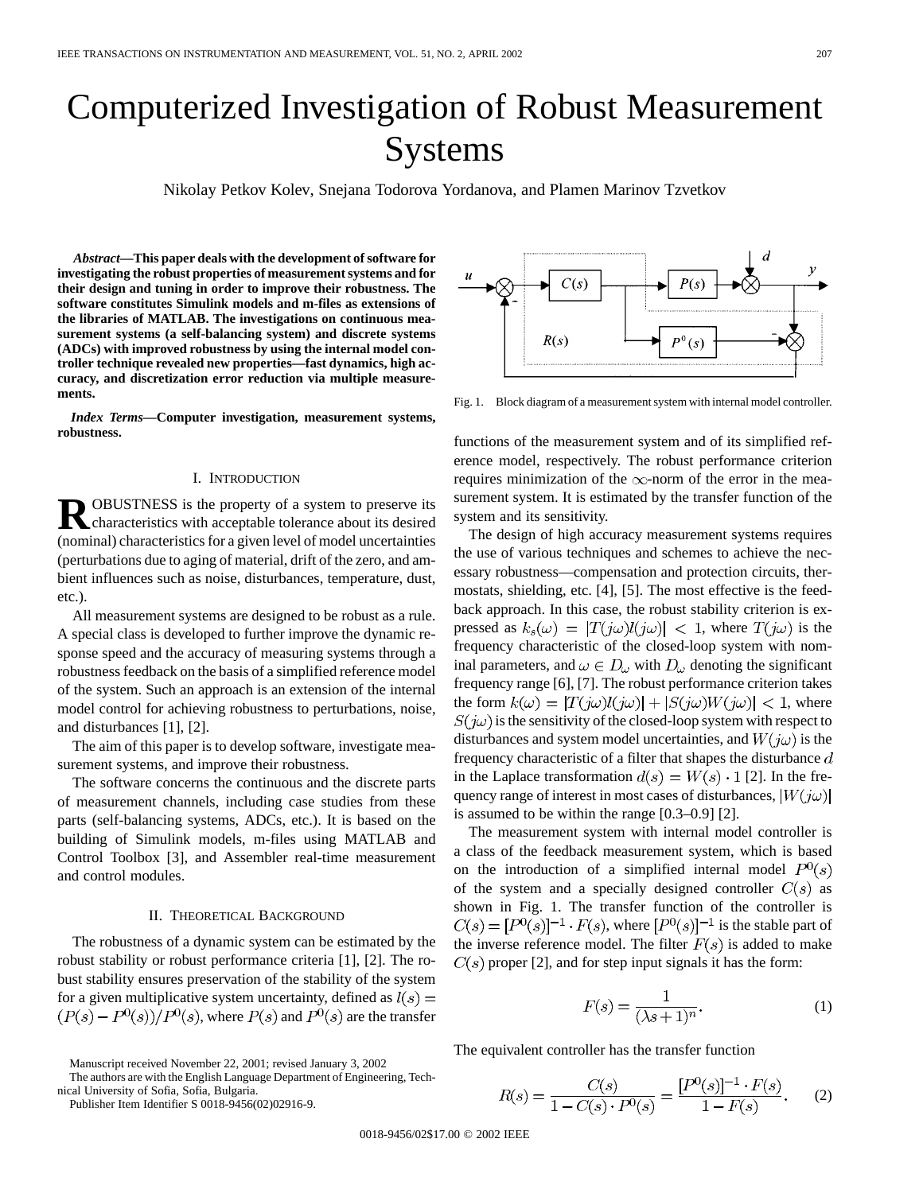# Computerized Investigation of Robust Measurement Systems

Nikolay Petkov Kolev, Snejana Todorova Yordanova, and Plamen Marinov Tzvetkov

***Abstract*—This paper deals with the development of software for investigating the robust properties of measurement systems and for their design and tuning in order to improve their robustness. The software constitutes Simulink models and m-files as extensions of the libraries of MATLAB. The investigations on continuous measurement systems (a self-balancing system) and discrete systems (ADCs) with improved robustness by using the internal model controller technique revealed new properties—fast dynamics, high accuracy, and discretization error reduction via multiple measurements.**

***Index Terms*—Computer investigation, measurement systems, robustness.**

## I. Introduction

ROBUSTNESS is the property of a system to preserve its characteristics with acceptable tolerance about its desired (nominal) characteristics for a given level of model uncertainties (perturbations due to aging of material, drift of the zero, and ambient influences such as noise, disturbances, temperature, dust, etc.).

All measurement systems are designed to be robust as a rule. A special class is developed to further improve the dynamic response speed and the accuracy of measuring systems through a robustness feedback on the basis of a simplified reference model of the system. Such an approach is an extension of the internal model control for achieving robustness to perturbations, noise, and disturbances [1], [2].

The aim of this paper is to develop software, investigate measurement systems, and improve their robustness.

The software concerns the continuous and the discrete parts of measurement channels, including case studies from these parts (self-balancing systems, ADCs, etc.). It is based on the building of Simulink models, m-files using MATLAB and Control Toolbox [3], and Assembler real-time measurement and control modules.

## II. Theoretical Background

The robustness of a dynamic system can be estimated by the robust stability or robust performance criteria [1], [2]. The robust stability ensures preservation of the stability of the system for a given multiplicative system uncertainty, defined as $l(s) = (P(s) - P^0(s))/P^0(s)$, where $P(s)$ and $P^0(s)$ are the transfer functions of the measurement system and of its simplified reference model, respectively. The robust performance criterion requires minimization of the $\infty$-norm of the error in the measurement system. It is estimated by the transfer function of the system and its sensitivity.

Fig. 1. Block diagram of a measurement system with internal model controller.

The design of high accuracy measurement systems requires the use of various techniques and schemes to achieve the necessary robustness—compensation and protection circuits, thermostats, shielding, etc. [4], [5]. The most effective is the feedback approach. In this case, the robust stability criterion is expressed as $k_s(\omega) = |T(j\omega)l(j\omega)| < 1$, where $T(j\omega)$ is the frequency characteristic of the closed-loop system with nominal parameters, and $\omega \in D_\omega$ with $D_\omega$ denoting the significant frequency range [6], [7]. The robust performance criterion takes the form $k(\omega) = |T(j\omega)l(j\omega)| + |S(j\omega)W(j\omega)| < 1$, where $S(j\omega)$ is the sensitivity of the closed-loop system with respect to disturbances and system model uncertainties, and $W(j\omega)$ is the frequency characteristic of a filter that shapes the disturbance $d$ in the Laplace transformation $d(s) = W(s) \cdot 1$ [2]. In the frequency range of interest in most cases of disturbances, $|W(j\omega)|$ is assumed to be within the range [0.3–0.9] [2].

The measurement system with internal model controller is a class of the feedback measurement system, which is based on the introduction of a simplified internal model $P^0(s)$ of the system and a specially designed controller $C(s)$ as shown in Fig. 1. The transfer function of the controller is $C(s) = [P^0(s)]^{-1} \cdot F(s)$, where $[P^0(s)]^{-1}$ is the stable part of the inverse reference model. The filter $F(s)$ is added to make $C(s)$ proper [2], and for step input signals it has the form:

$$F(s) = \frac{1}{(\lambda s + 1)^n}. \tag{1}$$

The equivalent controller has the transfer function

$$R(s) = \frac{C(s)}{1 - C(s) \cdot P^0(s)} = \frac{[P^0(s)]^{-1} \cdot F(s)}{1 - F(s)}. \tag{2}$$

Manuscript received November 22, 2001; revised January 3, 2002

The authors are with the English Language Department of Engineering, Technical University of Sofia, Sofia, Bulgaria.

Publisher Item Identifier S 0018-9456(02)02916-9.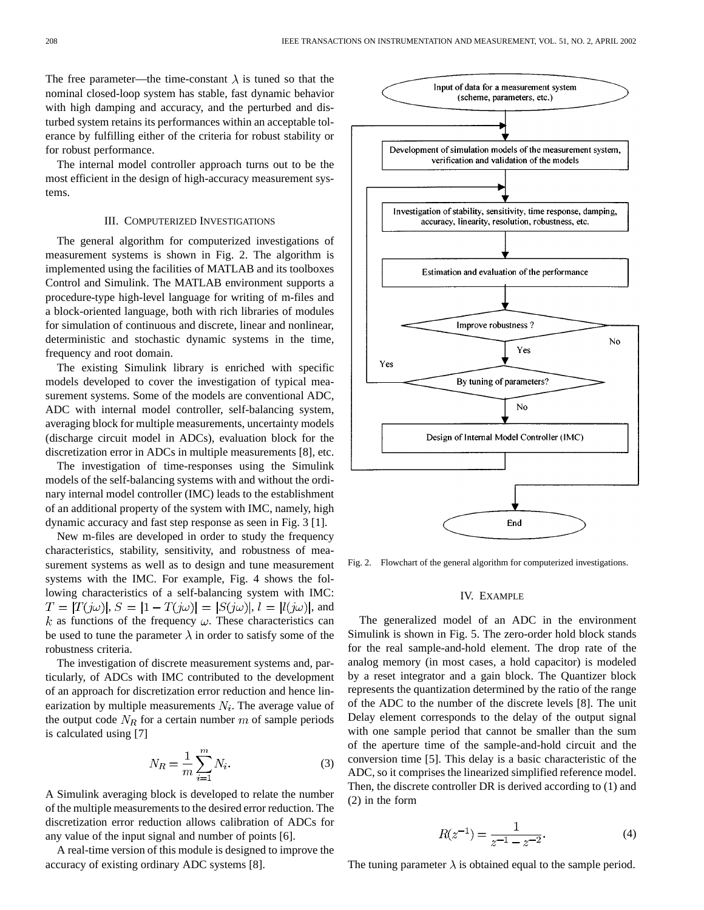The free parameter—the time-constant $\lambda$ is tuned so that the nominal closed-loop system has stable, fast dynamic behavior with high damping and accuracy, and the perturbed and disturbed system retains its performances within an acceptable tolerance by fulfilling either of the criteria for robust stability or for robust performance.

The internal model controller approach turns out to be the most efficient in the design of high-accuracy measurement systems.

## III. Computerized Investigations

The general algorithm for computerized investigations of measurement systems is shown in Fig. 2. The algorithm is implemented using the facilities of MATLAB and its toolboxes Control and Simulink. The MATLAB environment supports a procedure-type high-level language for writing of m-files and a block-oriented language, both with rich libraries of modules for simulation of continuous and discrete, linear and nonlinear, deterministic and stochastic dynamic systems in the time, frequency and root domain.

The existing Simulink library is enriched with specific models developed to cover the investigation of typical measurement systems. Some of the models are conventional ADC, ADC with internal model controller, self-balancing system, averaging block for multiple measurements, uncertainty models (discharge circuit model in ADCs), evaluation block for the discretization error in ADCs in multiple measurements [8], etc.

The investigation of time-responses using the Simulink models of the self-balancing systems with and without the ordinary internal model controller (IMC) leads to the establishment of an additional property of the system with IMC, namely, high dynamic accuracy and fast step response as seen in Fig. 3 [1].

New m-files are developed in order to study the frequency characteristics, stability, sensitivity, and robustness of measurement systems as well as to design and tune measurement systems with the IMC. For example, Fig. 4 shows the following characteristics of a self-balancing system with IMC: $T = |T(j\omega)|$, $S = |1 - T(j\omega)| = |S(j\omega)|$, $l = |l(j\omega)|$, and $k$ as functions of the frequency $\omega$. These characteristics can be used to tune the parameter $\lambda$ in order to satisfy some of the robustness criteria.

The investigation of discrete measurement systems and, particularly, of ADCs with IMC contributed to the development of an approach for discretization error reduction and hence linearization by multiple measurements $N_i$. The average value of the output code $N_R$ for a certain number $m$ of sample periods is calculated using [7]

$$N_R = \frac{1}{m}\sum_{i=1}^{m} N_i. \tag{3}$$

A Simulink averaging block is developed to relate the number of the multiple measurements to the desired error reduction. The discretization error reduction allows calibration of ADCs for any value of the input signal and number of points [6].

A real-time version of this module is designed to improve the accuracy of existing ordinary ADC systems [8].

Input of data for a measurement system (scheme, parameters, etc.) → Development of simulation models of the measurement system, verification and validation of the models → Investigation of stability, sensitivity, time response, damping, accuracy, linearity, resolution, robustness, etc. → Estimation and evaluation of the performance → Improve robustness? (No → End; Yes →) By tuning of parameters? (Yes → back to Investigation; No →) Design of Internal Model Controller (IMC) → back to Development of simulation models

Fig. 2. Flowchart of the general algorithm for computerized investigations.

## IV. Example

The generalized model of an ADC in the environment Simulink is shown in Fig. 5. The zero-order hold block stands for the real sample-and-hold element. The drop rate of the analog memory (in most cases, a hold capacitor) is modeled by a reset integrator and a gain block. The Quantizer block represents the quantization determined by the ratio of the range of the ADC to the number of the discrete levels [8]. The unit Delay element corresponds to the delay of the output signal with one sample period that cannot be smaller than the sum of the aperture time of the sample-and-hold circuit and the conversion time [5]. This delay is a basic characteristic of the ADC, so it comprises the linearized simplified reference model. Then, the discrete controller DR is derived according to (1) and (2) in the form

$$R(z^{-1}) = \frac{1}{z^{-1} - z^{-2}}. \tag{4}$$

The tuning parameter $\lambda$ is obtained equal to the sample period.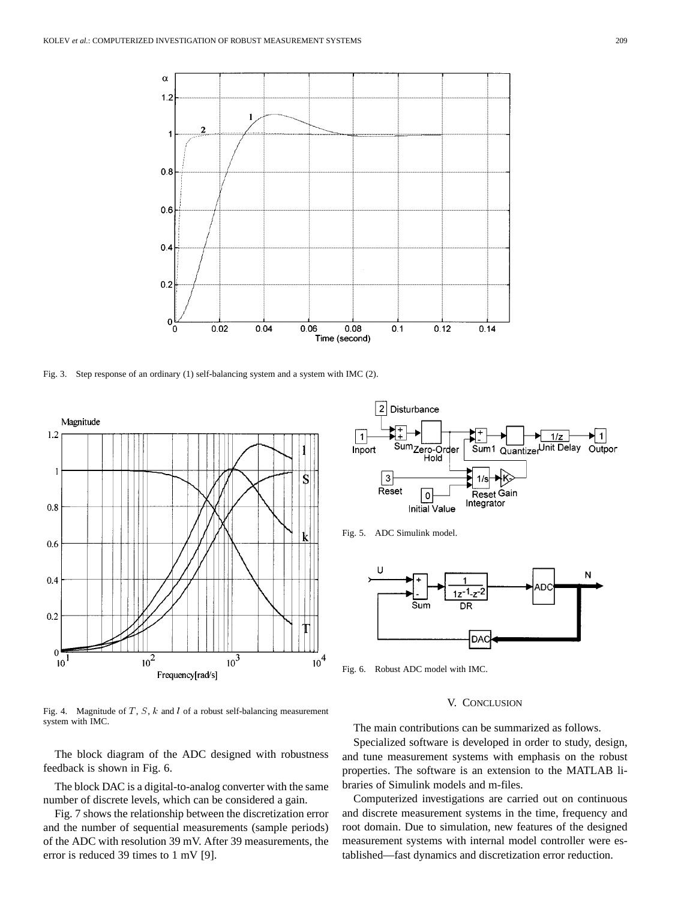Fig. 3. Step response of an ordinary (1) self-balancing system and a system with IMC (2).

Fig. 4. Magnitude of $T$, $S$, $k$ and $I$ of a robust self-balancing measurement system with IMC.

Fig. 5. ADC Simulink model.

Fig. 6. Robust ADC model with IMC.

The block diagram of the ADC designed with robustness feedback is shown in Fig. 6.

The block DAC is a digital-to-analog converter with the same number of discrete levels, which can be considered a gain.

Fig. 7 shows the relationship between the discretization error and the number of sequential measurements (sample periods) of the ADC with resolution 39 mV. After 39 measurements, the error is reduced 39 times to 1 mV [9].

## V. Conclusion

The main contributions can be summarized as follows.

Specialized software is developed in order to study, design, and tune measurement systems with emphasis on the robust properties. The software is an extension to the MATLAB libraries of Simulink models and m-files.

Computerized investigations are carried out on continuous and discrete measurement systems in the time, frequency and root domain. Due to simulation, new features of the designed measurement systems with internal model controller were established—fast dynamics and discretization error reduction.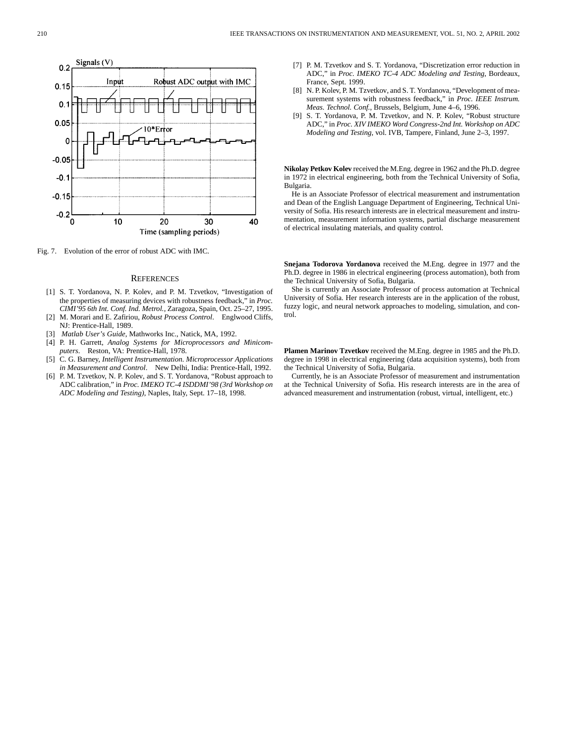Signals (V)

0.2

Input

Robust ADC output with IMC

0.15

0.1

0.05

10*Error

0

-0.05

-0.1

-0.15

-0.2

0

10

20

30

40

Time (sampling periods)

Fig. 7. Evolution of the error of robust ADC with IMC.

## REFERENCES

[1] S. T. Yordanova, N. P. Kolev, and P. M. Tzvetkov, "Investigation of the properties of measuring devices with robustness feedback," in *Proc. CIMI'95 6th Int. Conf. Ind. Metrol.*, Zaragoza, Spain, Oct. 25–27, 1995.

[2] M. Morari and E. Zafiriou, *Robust Process Control*. Englwood Cliffs, NJ: Prentice-Hall, 1989.

[3] *Matlab User's Guide*, Mathworks Inc., Natick, MA, 1992.

[4] P. H. Garrett, *Analog Systems for Microprocessors and Minicomputers*. Reston, VA: Prentice-Hall, 1978.

[5] C. G. Barney, *Intelligent Instrumentation. Microprocessor Applications in Measurement and Control*. New Delhi, India: Prentice-Hall, 1992.

[6] P. M. Tzvetkov, N. P. Kolev, and S. T. Yordanova, "Robust approach to ADC calibration," in *Proc. IMEKO TC-4 ISDDMI'98 (3rd Workshop on ADC Modeling and Testing)*, Naples, Italy, Sept. 17–18, 1998.

[7] P. M. Tzvetkov and S. T. Yordanova, "Discretization error reduction in ADC," in *Proc. IMEKO TC-4 ADC Modeling and Testing*, Bordeaux, France, Sept. 1999.

[8] N. P. Kolev, P. M. Tzvetkov, and S. T. Yordanova, "Development of measurement systems with robustness feedback," in *Proc. IEEE Instrum. Meas. Technol. Conf.*, Brussels, Belgium, June 4–6, 1996.

[9] S. T. Yordanova, P. M. Tzvetkov, and N. P. Kolev, "Robust structure ADC," in *Proc. XIV IMEKO Word Congress-2nd Int. Workshop on ADC Modeling and Testing*, vol. IVB, Tampere, Finland, June 2–3, 1997.

**Nikolay Petkov Kolev** received the M.Eng. degree in 1962 and the Ph.D. degree in 1972 in electrical engineering, both from the Technical University of Sofia, Bulgaria.

He is an Associate Professor of electrical measurement and instrumentation and Dean of the English Language Department of Engineering, Technical University of Sofia. His research interests are in electrical measurement and instrumentation, measurement information systems, partial discharge measurement of electrical insulating materials, and quality control.

**Snejana Todorova Yordanova** received the M.Eng. degree in 1977 and the Ph.D. degree in 1986 in electrical engineering (process automation), both from the Technical University of Sofia, Bulgaria.

She is currently an Associate Professor of process automation at Technical University of Sofia. Her research interests are in the application of the robust, fuzzy logic, and neural network approaches to modeling, simulation, and control.

**Plamen Marinov Tzvetkov** received the M.Eng. degree in 1985 and the Ph.D. degree in 1998 in electrical engineering (data acquisition systems), both from the Technical University of Sofia, Bulgaria.

Currently, he is an Associate Professor of measurement and instrumentation at the Technical University of Sofia. His research interests are in the area of advanced measurement and instrumentation (robust, virtual, intelligent, etc.)